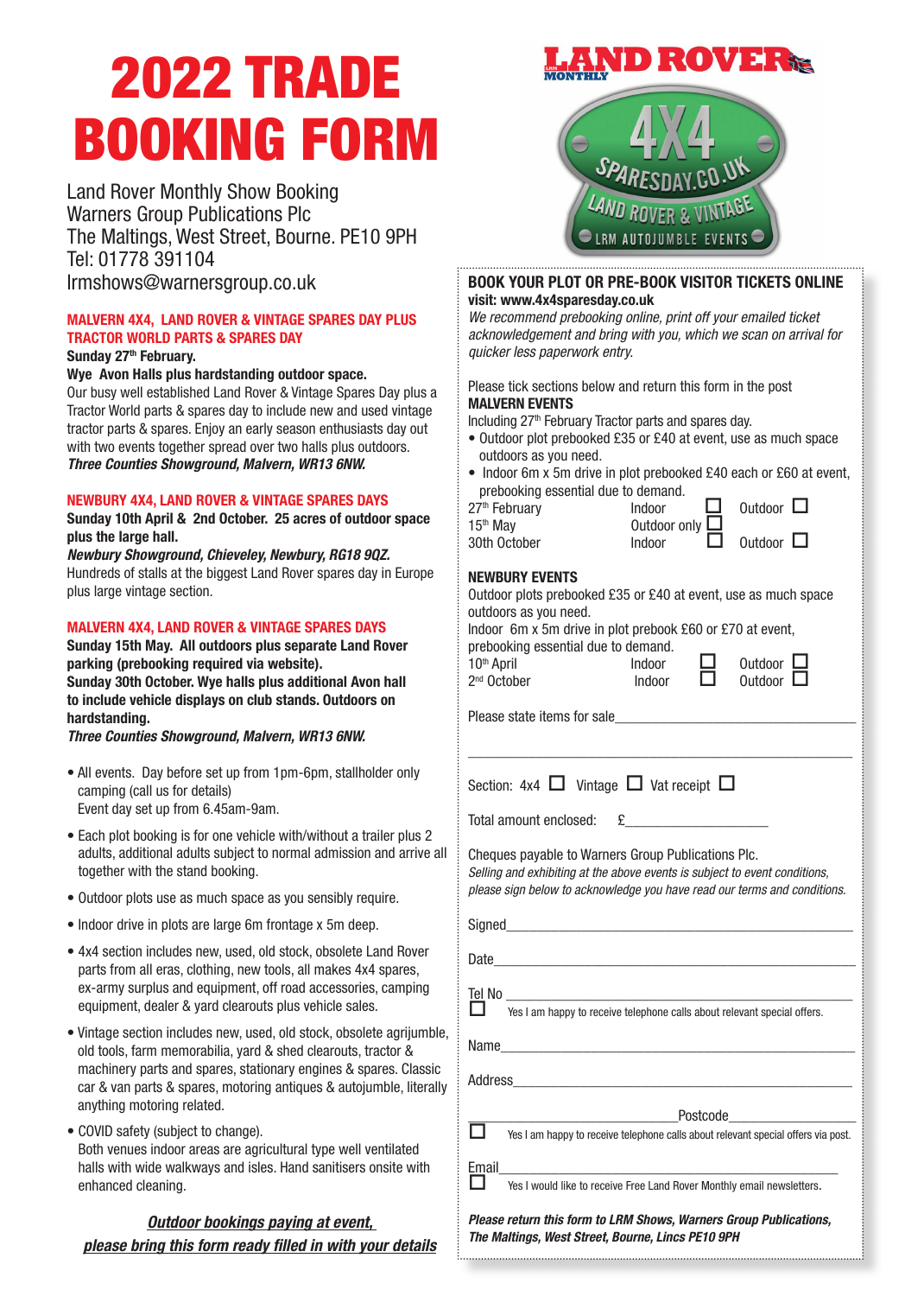# 2022 TRADE BOOKING FORM

Land Rover Monthly Show Booking
Warners Group Publications Plc
The Maltings, West Street, Bourne. PE10 9PH
Tel: 01778 391104
lrmshows@warnersgroup.co.uk

### MALVERN 4X4, LAND ROVER & VINTAGE SPARES DAY PLUS TRACTOR WORLD PARTS & SPARES DAY

**Sunday 27th February.**

**Wye Avon Halls plus hardstanding outdoor space.**

Our busy well established Land Rover & Vintage Spares Day plus a Tractor World parts & spares day to include new and used vintage tractor parts & spares. Enjoy an early season enthusiasts day out with two events together spread over two halls plus outdoors.

***Three Counties Showground, Malvern, WR13 6NW.***

### NEWBURY 4X4, LAND ROVER & VINTAGE SPARES DAYS

**Sunday 10th April & 2nd October. 25 acres of outdoor space plus the large hall.**

***Newbury Showground, Chieveley, Newbury, RG18 9QZ.***

Hundreds of stalls at the biggest Land Rover spares day in Europe plus large vintage section.

### MALVERN 4X4, LAND ROVER & VINTAGE SPARES DAYS

**Sunday 15th May. All outdoors plus separate Land Rover parking (prebooking required via website).**

**Sunday 30th October. Wye halls plus additional Avon hall to include vehicle displays on club stands. Outdoors on hardstanding.**

***Three Counties Showground, Malvern, WR13 6NW.***

- All events. Day before set up from 1pm-6pm, stallholder only camping (call us for details)
  Event day set up from 6.45am-9am.
- Each plot booking is for one vehicle with/without a trailer plus 2 adults, additional adults subject to normal admission and arrive all together with the stand booking.
- Outdoor plots use as much space as you sensibly require.
- Indoor drive in plots are large 6m frontage x 5m deep.
- 4x4 section includes new, used, old stock, obsolete Land Rover parts from all eras, clothing, new tools, all makes 4x4 spares, ex-army surplus and equipment, off road accessories, camping equipment, dealer & yard clearouts plus vehicle sales.
- Vintage section includes new, used, old stock, obsolete agrijumble, old tools, farm memorabilia, yard & shed clearouts, tractor & machinery parts and spares, stationary engines & spares. Classic car & van parts & spares, motoring antiques & autojumble, literally anything motoring related.
- COVID safety (subject to change).
  Both venues indoor areas are agricultural type well ventilated halls with wide walkways and isles. Hand sanitisers onsite with enhanced cleaning.

***Outdoor bookings paying at event,***
***please bring this form ready filled in with your details***

LAND ROVER MONTHLY
4X4 SPARESDAY.CO.UK LAND ROVER & VINTAGE LRM AUTOJUMBLE EVENTS

## BOOK YOUR PLOT OR PRE-BOOK VISITOR TICKETS ONLINE

**visit: www.4x4sparesday.co.uk**

*We recommend prebooking online, print off your emailed ticket acknowledgement and bring with you, which we scan on arrival for quicker less paperwork entry.*

Please tick sections below and return this form in the post

**MALVERN EVENTS**

Including 27th February Tractor parts and spares day.

- Outdoor plot prebooked £35 or £40 at event, use as much space outdoors as you need.
- Indoor 6m x 5m drive in plot prebooked £40 each or £60 at event, prebooking essential due to demand.

| | | |
|---|---|---|
| 27th February | Indoor ☐ | Outdoor ☐ |
| 15th May | Outdoor only ☐ | |
| 30th October | Indoor ☐ | Outdoor ☐ |

**NEWBURY EVENTS**

Outdoor plots prebooked £35 or £40 at event, use as much space outdoors as you need.
Indoor 6m x 5m drive in plot prebook £60 or £70 at event, prebooking essential due to demand.

| | | |
|---|---|---|
| 10th April | Indoor ☐ | Outdoor ☐ |
| 2nd October | Indoor ☐ | Outdoor ☐ |

Please state items for sale\_\_\_\_\_\_\_\_\_\_\_\_\_\_\_\_\_\_\_\_\_\_\_\_\_\_\_\_\_\_\_\_

\_\_\_\_\_\_\_\_\_\_\_\_\_\_\_\_\_\_\_\_\_\_\_\_\_\_\_\_\_\_\_\_\_\_\_\_\_\_\_\_\_\_\_\_\_\_\_\_\_\_\_\_

Section: 4x4 ☐ Vintage ☐ Vat receipt ☐

Total amount enclosed: £\_\_\_\_\_\_\_\_\_\_\_\_\_\_\_\_\_\_\_\_

Cheques payable to Warners Group Publications Plc.

*Selling and exhibiting at the above events is subject to event conditions, please sign below to acknowledge you have read our terms and conditions.*

Signed\_\_\_\_\_\_\_\_\_\_\_\_\_\_\_\_\_\_\_\_\_\_\_\_\_\_\_\_\_\_\_\_\_\_\_\_\_\_\_\_\_\_\_\_\_\_\_\_

Date\_\_\_\_\_\_\_\_\_\_\_\_\_\_\_\_\_\_\_\_\_\_\_\_\_\_\_\_\_\_\_\_\_\_\_\_\_\_\_\_\_\_\_\_\_\_\_\_\_\_

Tel No \_\_\_\_\_\_\_\_\_\_\_\_\_\_\_\_\_\_\_\_\_\_\_\_\_\_\_\_\_\_\_\_\_\_\_\_\_\_\_\_\_\_\_\_\_\_\_\_

☐ Yes I am happy to receive telephone calls about relevant special offers.

Name\_\_\_\_\_\_\_\_\_\_\_\_\_\_\_\_\_\_\_\_\_\_\_\_\_\_\_\_\_\_\_\_\_\_\_\_\_\_\_\_\_\_\_\_\_\_\_\_\_\_

Address\_\_\_\_\_\_\_\_\_\_\_\_\_\_\_\_\_\_\_\_\_\_\_\_\_\_\_\_\_\_\_\_\_\_\_\_\_\_\_\_\_\_\_\_\_\_\_

\_\_\_\_\_\_\_\_\_\_\_\_\_\_\_\_\_\_\_\_\_\_\_\_\_\_\_\_Postcode\_\_\_\_\_\_\_\_\_\_\_\_\_\_\_\_\_\_

☐ Yes I am happy to receive telephone calls about relevant special offers via post.

Email\_\_\_\_\_\_\_\_\_\_\_\_\_\_\_\_\_\_\_\_\_\_\_\_\_\_\_\_\_\_\_\_\_\_\_\_\_\_\_\_\_\_\_\_\_\_\_\_\_

☐ Yes I would like to receive Free Land Rover Monthly email newsletters.

***Please return this form to LRM Shows, Warners Group Publications, The Maltings, West Street, Bourne, Lincs PE10 9PH***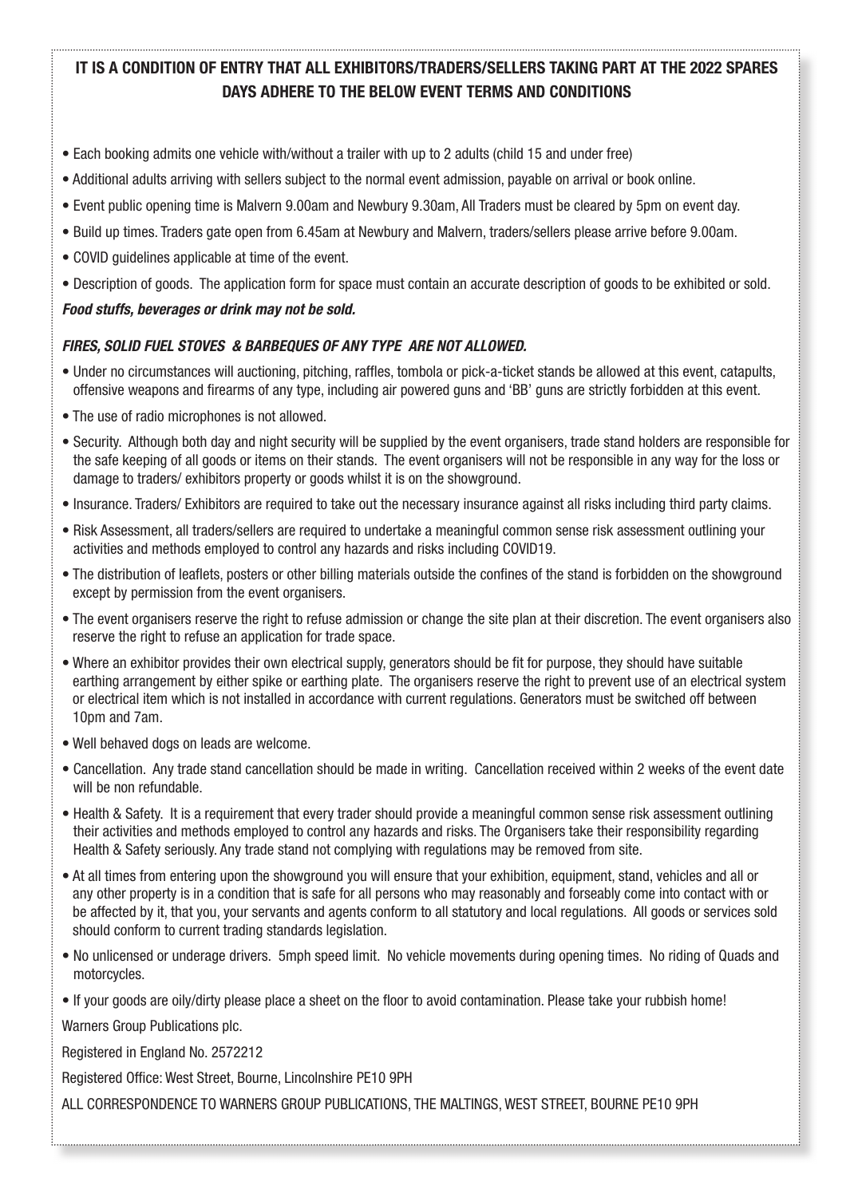**IT IS A CONDITION OF ENTRY THAT ALL EXHIBITORS/TRADERS/SELLERS TAKING PART AT THE 2022 SPARES DAYS ADHERE TO THE BELOW EVENT TERMS AND CONDITIONS**

- Each booking admits one vehicle with/without a trailer with up to 2 adults (child 15 and under free)
- Additional adults arriving with sellers subject to the normal event admission, payable on arrival or book online.
- Event public opening time is Malvern 9.00am and Newbury 9.30am, All Traders must be cleared by 5pm on event day.
- Build up times. Traders gate open from 6.45am at Newbury and Malvern, traders/sellers please arrive before 9.00am.
- COVID guidelines applicable at time of the event.
- Description of goods. The application form for space must contain an accurate description of goods to be exhibited or sold.

***Food stuffs, beverages or drink may not be sold.***

***FIRES, SOLID FUEL STOVES & BARBEQUES OF ANY TYPE ARE NOT ALLOWED.***

- Under no circumstances will auctioning, pitching, raffles, tombola or pick-a-ticket stands be allowed at this event, catapults, offensive weapons and firearms of any type, including air powered guns and 'BB' guns are strictly forbidden at this event.
- The use of radio microphones is not allowed.
- Security. Although both day and night security will be supplied by the event organisers, trade stand holders are responsible for the safe keeping of all goods or items on their stands. The event organisers will not be responsible in any way for the loss or damage to traders/ exhibitors property or goods whilst it is on the showground.
- Insurance. Traders/ Exhibitors are required to take out the necessary insurance against all risks including third party claims.
- Risk Assessment, all traders/sellers are required to undertake a meaningful common sense risk assessment outlining your activities and methods employed to control any hazards and risks including COVID19.
- The distribution of leaflets, posters or other billing materials outside the confines of the stand is forbidden on the showground except by permission from the event organisers.
- The event organisers reserve the right to refuse admission or change the site plan at their discretion. The event organisers also reserve the right to refuse an application for trade space.
- Where an exhibitor provides their own electrical supply, generators should be fit for purpose, they should have suitable earthing arrangement by either spike or earthing plate. The organisers reserve the right to prevent use of an electrical system or electrical item which is not installed in accordance with current regulations. Generators must be switched off between 10pm and 7am.
- Well behaved dogs on leads are welcome.
- Cancellation. Any trade stand cancellation should be made in writing. Cancellation received within 2 weeks of the event date will be non refundable.
- Health & Safety. It is a requirement that every trader should provide a meaningful common sense risk assessment outlining their activities and methods employed to control any hazards and risks. The Organisers take their responsibility regarding Health & Safety seriously. Any trade stand not complying with regulations may be removed from site.
- At all times from entering upon the showground you will ensure that your exhibition, equipment, stand, vehicles and all or any other property is in a condition that is safe for all persons who may reasonably and forseably come into contact with or be affected by it, that you, your servants and agents conform to all statutory and local regulations. All goods or services sold should conform to current trading standards legislation.
- No unlicensed or underage drivers. 5mph speed limit. No vehicle movements during opening times. No riding of Quads and motorcycles.
- If your goods are oily/dirty please place a sheet on the floor to avoid contamination. Please take your rubbish home!

Warners Group Publications plc.

Registered in England No. 2572212

Registered Office: West Street, Bourne, Lincolnshire PE10 9PH

ALL CORRESPONDENCE TO WARNERS GROUP PUBLICATIONS, THE MALTINGS, WEST STREET, BOURNE PE10 9PH